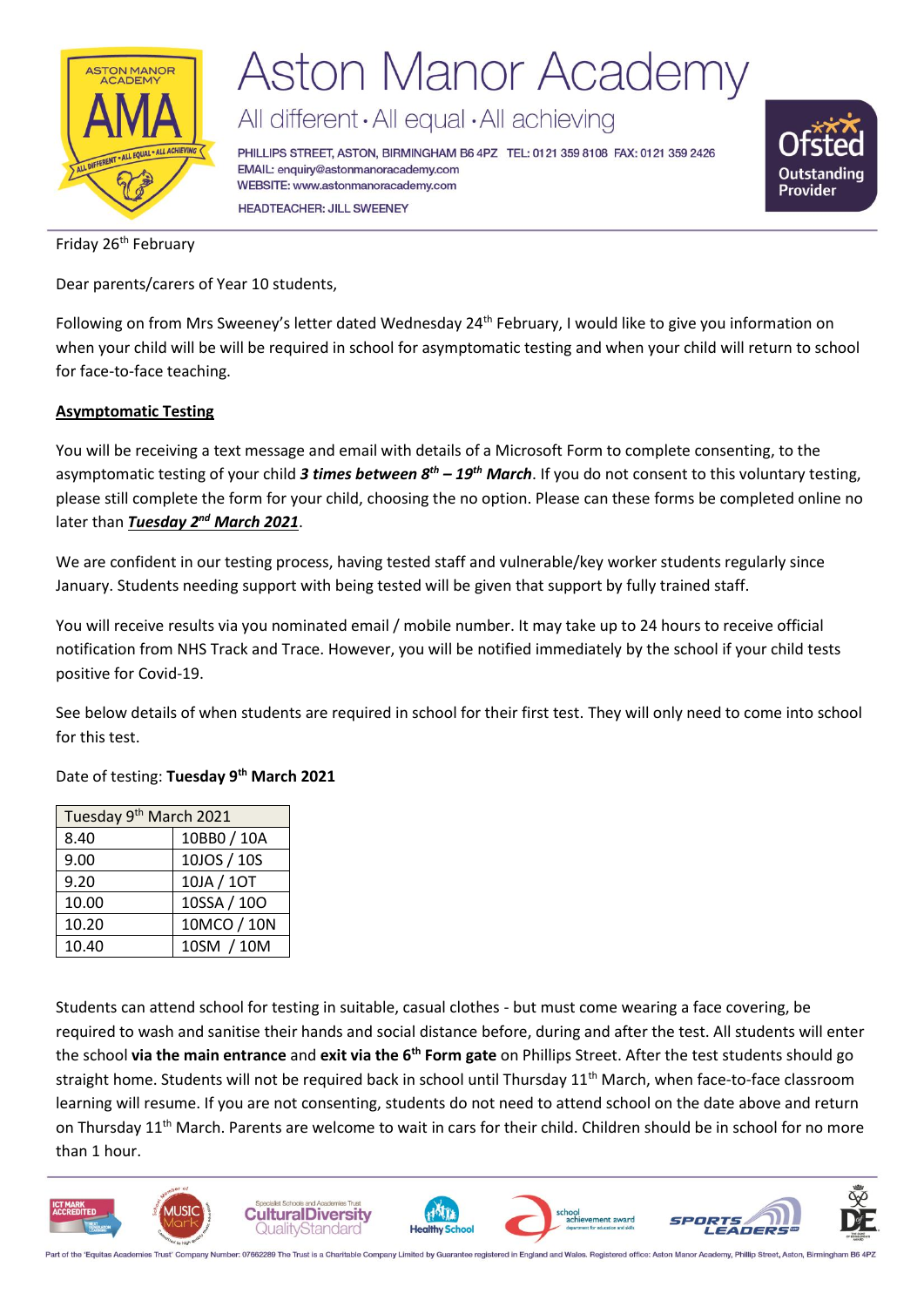# Aston Manor Academy

All different • All equal • All achieving

PHILLIPS STREET, ASTON, BIRMINGHAM B6 4PZ TEL: 0121 359 8108 FAX: 0121 359 2426
EMAIL: enquiry@astonmanoracademy.com
WEBSITE: www.astonmanoracademy.com
HEADTEACHER: JILL SWEENEY

Friday 26th February

Dear parents/carers of Year 10 students,

Following on from Mrs Sweeney's letter dated Wednesday 24th February, I would like to give you information on when your child will be will be required in school for asymptomatic testing and when your child will return to school for face-to-face teaching.

**Asymptomatic Testing**

You will be receiving a text message and email with details of a Microsoft Form to complete consenting, to the asymptomatic testing of your child ***3 times between 8th – 19th March***. If you do not consent to this voluntary testing, please still complete the form for your child, choosing the no option. Please can these forms be completed online no later than ***Tuesday 2nd March 2021***.

We are confident in our testing process, having tested staff and vulnerable/key worker students regularly since January. Students needing support with being tested will be given that support by fully trained staff.

You will receive results via you nominated email / mobile number. It may take up to 24 hours to receive official notification from NHS Track and Trace. However, you will be notified immediately by the school if your child tests positive for Covid-19.

See below details of when students are required in school for their first test. They will only need to come into school for this test.

Date of testing: **Tuesday 9th March 2021**

| Tuesday 9th March 2021 | |
|---|---|
| 8.40 | 10BBO / 10A |
| 9.00 | 10JOS / 10S |
| 9.20 | 10JA / 10T |
| 10.00 | 10SSA / 10O |
| 10.20 | 10MCO / 10N |
| 10.40 | 10SM / 10M |

Students can attend school for testing in suitable, casual clothes - but must come wearing a face covering, be required to wash and sanitise their hands and social distance before, during and after the test. All students will enter the school **via the main entrance** and **exit via the 6th Form gate** on Phillips Street. After the test students should go straight home. Students will not be required back in school until Thursday 11th March, when face-to-face classroom learning will resume. If you are not consenting, students do not need to attend school on the date above and return on Thursday 11th March. Parents are welcome to wait in cars for their child. Children should be in school for no more than 1 hour.

Part of the 'Equitas Academies Trust' Company Number: 07662289 The Trust is a Charitable Company Limited by Guarantee registered in England and Wales. Registered office: Aston Manor Academy, Phillip Street, Aston, Birmingham B6 4PZ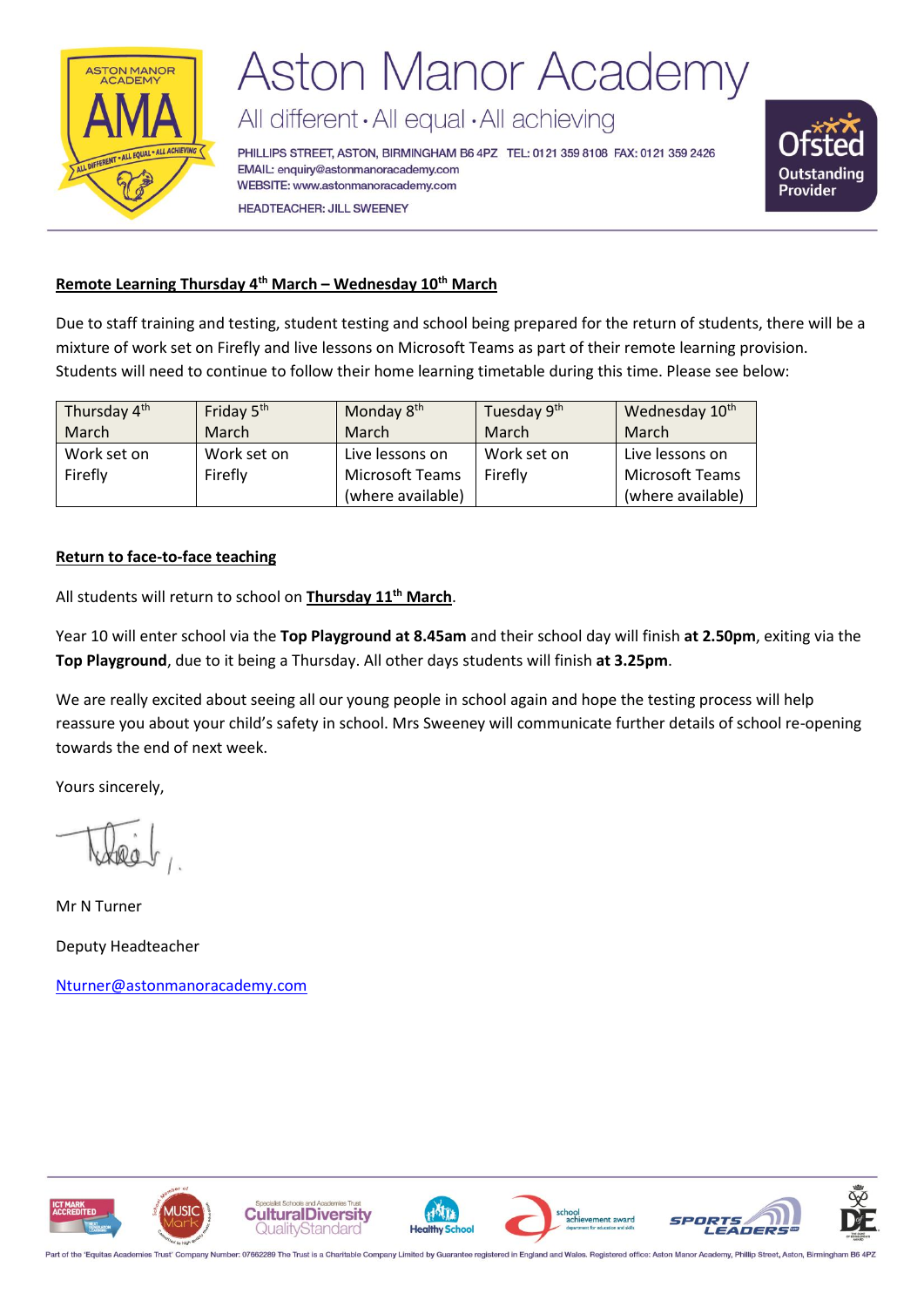# Aston Manor Academy

All different • All equal • All achieving

PHILLIPS STREET, ASTON, BIRMINGHAM B6 4PZ TEL: 0121 359 8108 FAX: 0121 359 2426
EMAIL: enquiry@astonmanoracademy.com
WEBSITE: www.astonmanoracademy.com

HEADTEACHER: JILL SWEENEY

**Remote Learning Thursday 4th March – Wednesday 10th March**

Due to staff training and testing, student testing and school being prepared for the return of students, there will be a mixture of work set on Firefly and live lessons on Microsoft Teams as part of their remote learning provision. Students will need to continue to follow their home learning timetable during this time. Please see below:

| Thursday 4th March | Friday 5th March | Monday 8th March | Tuesday 9th March | Wednesday 10th March |
|---|---|---|---|---|
| Work set on Firefly | Work set on Firefly | Live lessons on Microsoft Teams (where available) | Work set on Firefly | Live lessons on Microsoft Teams (where available) |

**Return to face-to-face teaching**

All students will return to school on **Thursday 11th March**.

Year 10 will enter school via the **Top Playground at 8.45am** and their school day will finish **at 2.50pm**, exiting via the **Top Playground**, due to it being a Thursday. All other days students will finish **at 3.25pm**.

We are really excited about seeing all our young people in school again and hope the testing process will help reassure you about your child's safety in school. Mrs Sweeney will communicate further details of school re-opening towards the end of next week.

Yours sincerely,

Mr N Turner

Deputy Headteacher

Nturner@astonmanoracademy.com

Part of the 'Equitas Academies Trust' Company Number: 07662289 The Trust is a Charitable Company Limited by Guarantee registered in England and Wales. Registered office: Aston Manor Academy, Phillip Street, Aston, Birmingham B6 4PZ